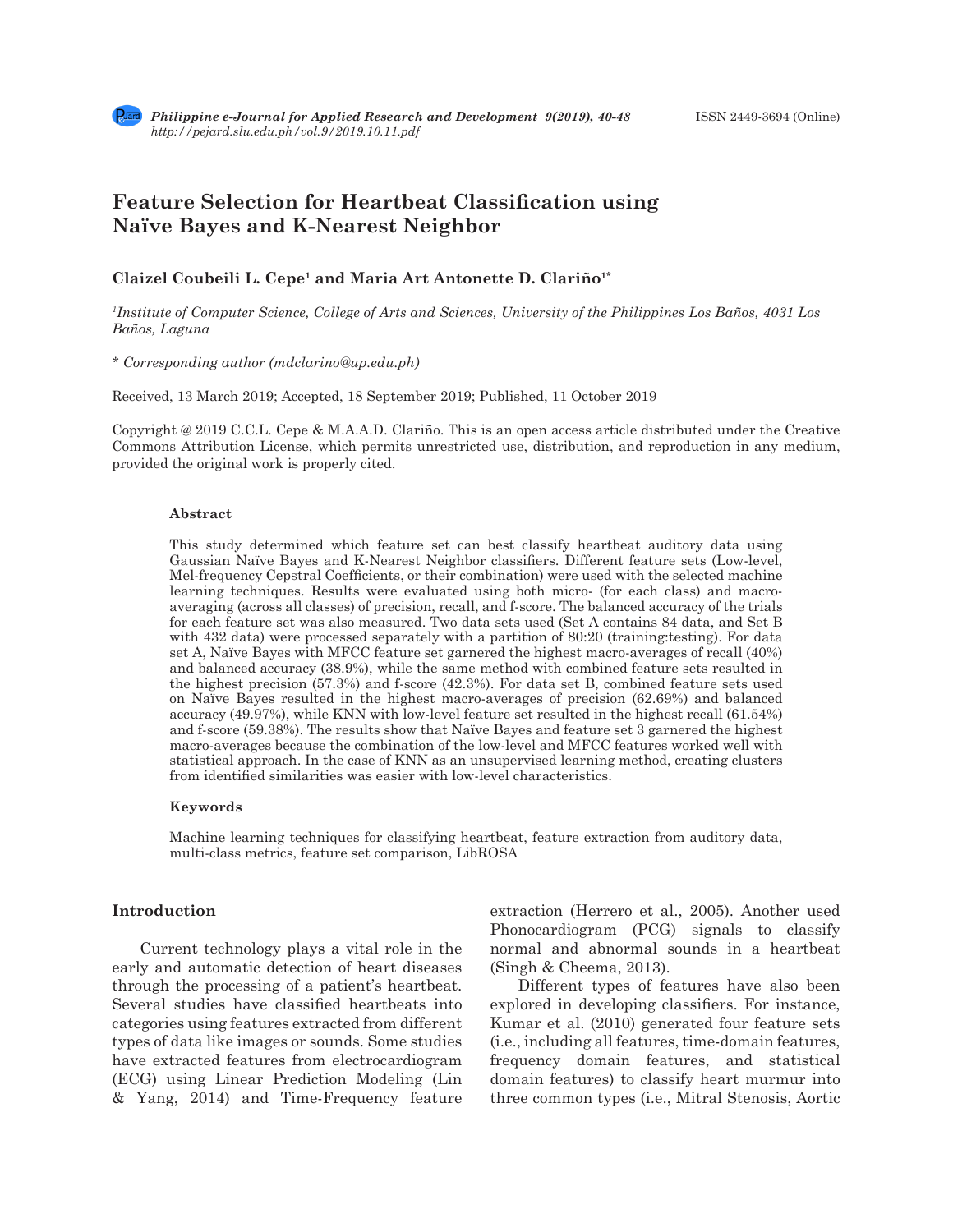# Feature Selection for Heartbeat Classification using Naïve Bayes and K-Nearest Neighbor

**Claizel Coubeili L. Cepe[1] and Maria Art Antonette D. Clariño[1*]**

*[1]Institute of Computer Science, College of Arts and Sciences, University of the Philippines Los Baños, 4031 Los Baños, Laguna*

* *Corresponding author (mdclarino@up.edu.ph)*

Received, 13 March 2019; Accepted, 18 September 2019; Published, 11 October 2019

Copyright @ 2019 C.C.L. Cepe & M.A.A.D. Clariño. This is an open access article distributed under the Creative Commons Attribution License, which permits unrestricted use, distribution, and reproduction in any medium, provided the original work is properly cited.

### Abstract

This study determined which feature set can best classify heartbeat auditory data using Gaussian Naïve Bayes and K-Nearest Neighbor classifiers. Different feature sets (Low-level, Mel-frequency Cepstral Coefficients, or their combination) were used with the selected machine learning techniques. Results were evaluated using both micro- (for each class) and macro-averaging (across all classes) of precision, recall, and f-score. The balanced accuracy of the trials for each feature set was also measured. Two data sets used (Set A contains 84 data, and Set B with 432 data) were processed separately with a partition of 80:20 (training:testing). For data set A, Naïve Bayes with MFCC feature set garnered the highest macro-averages of recall (40%) and balanced accuracy (38.9%), while the same method with combined feature sets resulted in the highest precision (57.3%) and f-score (42.3%). For data set B, combined feature sets used on Naïve Bayes resulted in the highest macro-averages of precision (62.69%) and balanced accuracy (49.97%), while KNN with low-level feature set resulted in the highest recall (61.54%) and f-score (59.38%). The results show that Naïve Bayes and feature set 3 garnered the highest macro-averages because the combination of the low-level and MFCC features worked well with statistical approach. In the case of KNN as an unsupervised learning method, creating clusters from identified similarities was easier with low-level characteristics.

### Keywords

Machine learning techniques for classifying heartbeat, feature extraction from auditory data, multi-class metrics, feature set comparison, LibROSA

## Introduction

Current technology plays a vital role in the early and automatic detection of heart diseases through the processing of a patient's heartbeat. Several studies have classified heartbeats into categories using features extracted from different types of data like images or sounds. Some studies have extracted features from electrocardiogram (ECG) using Linear Prediction Modeling (Lin & Yang, 2014) and Time-Frequency feature extraction (Herrero et al., 2005). Another used Phonocardiogram (PCG) signals to classify normal and abnormal sounds in a heartbeat (Singh & Cheema, 2013).

Different types of features have also been explored in developing classifiers. For instance, Kumar et al. (2010) generated four feature sets (i.e., including all features, time-domain features, frequency domain features, and statistical domain features) to classify heart murmur into three common types (i.e., Mitral Stenosis, Aortic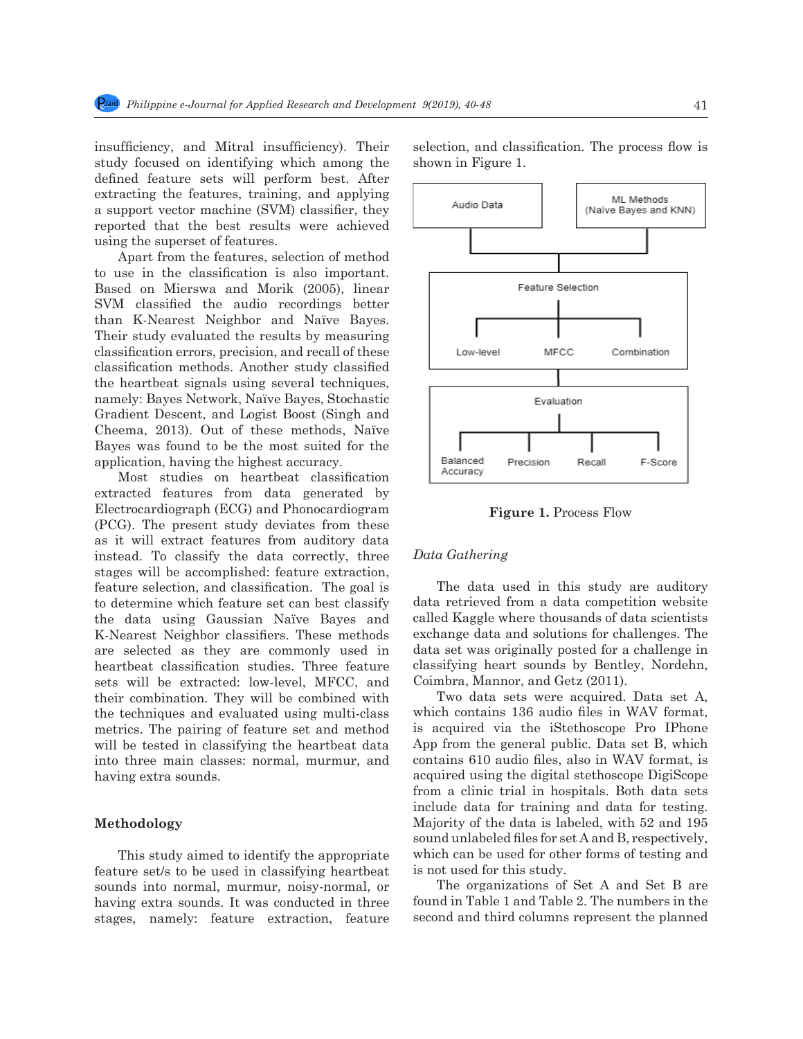insufficiency, and Mitral insufficiency). Their study focused on identifying which among the defined feature sets will perform best. After extracting the features, training, and applying a support vector machine (SVM) classifier, they reported that the best results were achieved using the superset of features.

Apart from the features, selection of method to use in the classification is also important. Based on Mierswa and Morik (2005), linear SVM classified the audio recordings better than K-Nearest Neighbor and Naïve Bayes. Their study evaluated the results by measuring classification errors, precision, and recall of these classification methods. Another study classified the heartbeat signals using several techniques, namely: Bayes Network, Naïve Bayes, Stochastic Gradient Descent, and Logist Boost (Singh and Cheema, 2013). Out of these methods, Naïve Bayes was found to be the most suited for the application, having the highest accuracy.

Most studies on heartbeat classification extracted features from data generated by Electrocardiograph (ECG) and Phonocardiogram (PCG). The present study deviates from these as it will extract features from auditory data instead. To classify the data correctly, three stages will be accomplished: feature extraction, feature selection, and classification. The goal is to determine which feature set can best classify the data using Gaussian Naïve Bayes and K-Nearest Neighbor classifiers. These methods are selected as they are commonly used in heartbeat classification studies. Three feature sets will be extracted: low-level, MFCC, and their combination. They will be combined with the techniques and evaluated using multi-class metrics. The pairing of feature set and method will be tested in classifying the heartbeat data into three main classes: normal, murmur, and having extra sounds.

## Methodology

This study aimed to identify the appropriate feature set/s to be used in classifying heartbeat sounds into normal, murmur, noisy-normal, or having extra sounds. It was conducted in three stages, namely: feature extraction, feature selection, and classification. The process flow is shown in Figure 1.

Audio Data
ML Methods (Naïve Bayes and KNN)
Feature Selection
Low-level
MFCC
Combination
Evaluation
Balanced Accuracy
Precision
Recall
F-Score

**Figure 1.** Process Flow

### *Data Gathering*

The data used in this study are auditory data retrieved from a data competition website called Kaggle where thousands of data scientists exchange data and solutions for challenges. The data set was originally posted for a challenge in classifying heart sounds by Bentley, Nordehn, Coimbra, Mannor, and Getz (2011).

Two data sets were acquired. Data set A, which contains 136 audio files in WAV format, is acquired via the iStethoscope Pro IPhone App from the general public. Data set B, which contains 610 audio files, also in WAV format, is acquired using the digital stethoscope DigiScope from a clinic trial in hospitals. Both data sets include data for training and data for testing. Majority of the data is labeled, with 52 and 195 sound unlabeled files for set A and B, respectively, which can be used for other forms of testing and is not used for this study.

The organizations of Set A and Set B are found in Table 1 and Table 2. The numbers in the second and third columns represent the planned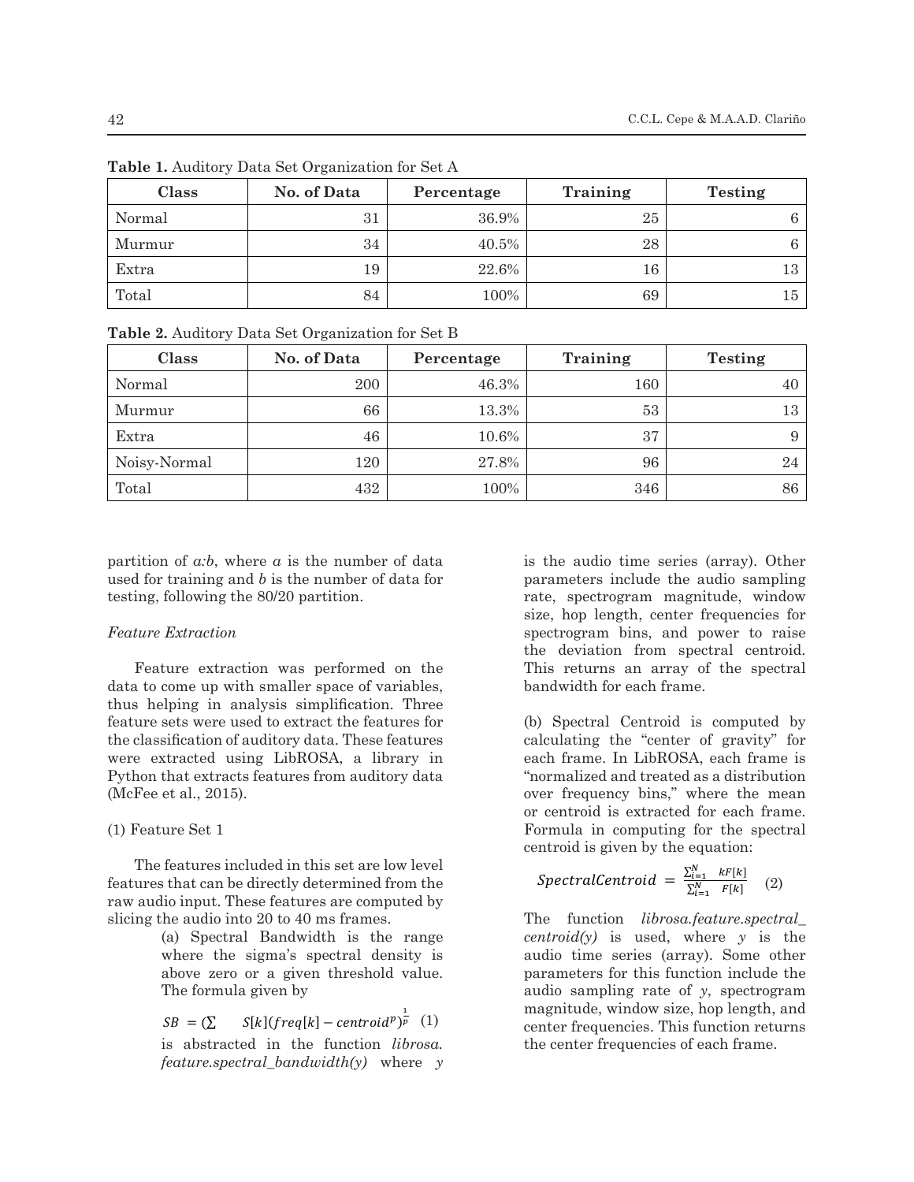**Table 1.** Auditory Data Set Organization for Set A

| Class | No. of Data | Percentage | Training | Testing |
|---|---|---|---|---|
| Normal | 31 | 36.9% | 25 | 6 |
| Murmur | 34 | 40.5% | 28 | 6 |
| Extra | 19 | 22.6% | 16 | 13 |
| Total | 84 | 100% | 69 | 15 |

**Table 2.** Auditory Data Set Organization for Set B

| Class | No. of Data | Percentage | Training | Testing |
|---|---|---|---|---|
| Normal | 200 | 46.3% | 160 | 40 |
| Murmur | 66 | 13.3% | 53 | 13 |
| Extra | 46 | 10.6% | 37 | 9 |
| Noisy-Normal | 120 | 27.8% | 96 | 24 |
| Total | 432 | 100% | 346 | 86 |

partition of *a:b*, where *a* is the number of data used for training and *b* is the number of data for testing, following the 80/20 partition.

*Feature Extraction*

Feature extraction was performed on the data to come up with smaller space of variables, thus helping in analysis simplification. Three feature sets were used to extract the features for the classification of auditory data. These features were extracted using LibROSA, a library in Python that extracts features from auditory data (McFee et al., 2015).

(1) Feature Set 1

The features included in this set are low level features that can be directly determined from the raw audio input. These features are computed by slicing the audio into 20 to 40 ms frames.

(a) Spectral Bandwidth is the range where the sigma's spectral density is above zero or a given threshold value. The formula given by

$$SB = (\sum \quad S[k](freq[k] - centroid^{p})^{\frac{1}{p}} \quad (1)$$

is abstracted in the function *librosa.feature.spectral_bandwidth(y)* where *y* is the audio time series (array). Other parameters include the audio sampling rate, spectrogram magnitude, window size, hop length, center frequencies for spectrogram bins, and power to raise the deviation from spectral centroid. This returns an array of the spectral bandwidth for each frame.

(b) Spectral Centroid is computed by calculating the "center of gravity" for each frame. In LibROSA, each frame is "normalized and treated as a distribution over frequency bins," where the mean or centroid is extracted for each frame. Formula in computing for the spectral centroid is given by the equation:

$$SpectralCentroid = \frac{\sum_{i=1}^{N} \quad kF[k]}{\sum_{i=1}^{N} \quad F[k]} \quad (2)$$

The function *librosa.feature.spectral_centroid(y)* is used, where *y* is the audio time series (array). Some other parameters for this function include the audio sampling rate of *y*, spectrogram magnitude, window size, hop length, and center frequencies. This function returns the center frequencies of each frame.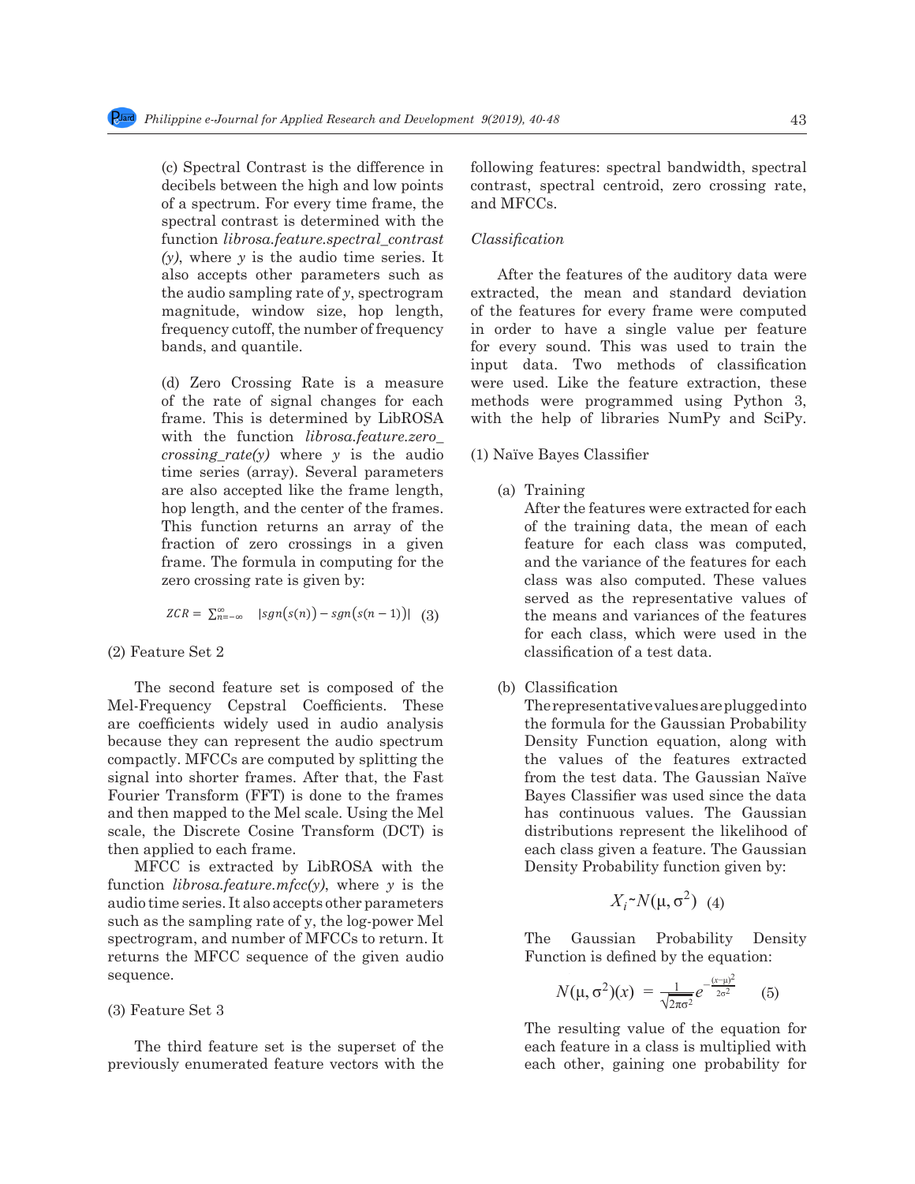(c) Spectral Contrast is the difference in decibels between the high and low points of a spectrum. For every time frame, the spectral contrast is determined with the function *librosa.feature.spectral_contrast (y)*, where *y* is the audio time series. It also accepts other parameters such as the audio sampling rate of *y*, spectrogram magnitude, window size, hop length, frequency cutoff, the number of frequency bands, and quantile.

(d) Zero Crossing Rate is a measure of the rate of signal changes for each frame. This is determined by LibROSA with the function *librosa.feature.zero_crossing_rate(y)* where *y* is the audio time series (array). Several parameters are also accepted like the frame length, hop length, and the center of the frames. This function returns an array of the fraction of zero crossings in a given frame. The formula in computing for the zero crossing rate is given by:

$$ZCR = \sum_{n=-\infty}^{\infty} |sgn(s(n)) - sgn(s(n-1))| \quad (3)$$

(2) Feature Set 2

The second feature set is composed of the Mel-Frequency Cepstral Coefficients. These are coefficients widely used in audio analysis because they can represent the audio spectrum compactly. MFCCs are computed by splitting the signal into shorter frames. After that, the Fast Fourier Transform (FFT) is done to the frames and then mapped to the Mel scale. Using the Mel scale, the Discrete Cosine Transform (DCT) is then applied to each frame.

MFCC is extracted by LibROSA with the function *librosa.feature.mfcc(y)*, where *y* is the audio time series. It also accepts other parameters such as the sampling rate of y, the log-power Mel spectrogram, and number of MFCCs to return. It returns the MFCC sequence of the given audio sequence.

(3) Feature Set 3

The third feature set is the superset of the previously enumerated feature vectors with the following features: spectral bandwidth, spectral contrast, spectral centroid, zero crossing rate, and MFCCs.

*Classification*

After the features of the auditory data were extracted, the mean and standard deviation of the features for every frame were computed in order to have a single value per feature for every sound. This was used to train the input data. Two methods of classification were used. Like the feature extraction, these methods were programmed using Python 3, with the help of libraries NumPy and SciPy.

(1) Naïve Bayes Classifier

(a) Training
After the features were extracted for each of the training data, the mean of each feature for each class was computed, and the variance of the features for each class was also computed. These values served as the representative values of the means and variances of the features for each class, which were used in the classification of a test data.

(b) Classification
The representative values are plugged into the formula for the Gaussian Probability Density Function equation, along with the values of the features extracted from the test data. The Gaussian Naïve Bayes Classifier was used since the data has continuous values. The Gaussian distributions represent the likelihood of each class given a feature. The Gaussian Density Probability function given by:

$$X_i \sim N(\mu, \sigma^2) \quad (4)$$

The Gaussian Probability Density Function is defined by the equation:

$$N(\mu, \sigma^2)(x) = \frac{1}{\sqrt{2\pi\sigma^2}} e^{-\frac{(x-\mu)^2}{2\sigma^2}} \quad (5)$$

The resulting value of the equation for each feature in a class is multiplied with each other, gaining one probability for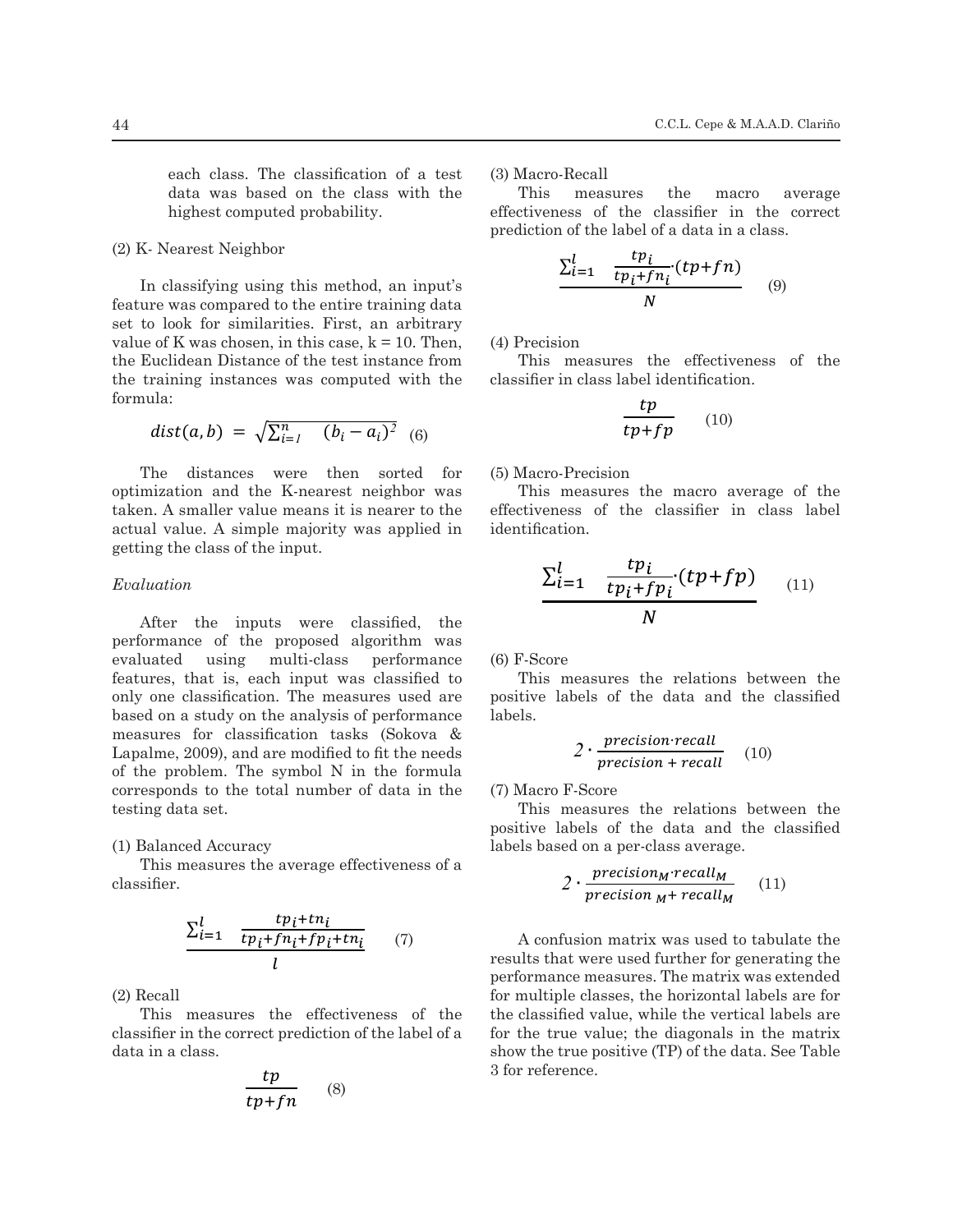each class. The classification of a test data was based on the class with the highest computed probability.

(2) K- Nearest Neighbor

In classifying using this method, an input's feature was compared to the entire training data set to look for similarities. First, an arbitrary value of K was chosen, in this case, k = 10. Then, the Euclidean Distance of the test instance from the training instances was computed with the formula:

$$dist(a,b) = \sqrt{\sum_{i=1}^{n} (b_i - a_i)^2} \quad (6)$$

The distances were then sorted for optimization and the K-nearest neighbor was taken. A smaller value means it is nearer to the actual value. A simple majority was applied in getting the class of the input.

*Evaluation*

After the inputs were classified, the performance of the proposed algorithm was evaluated using multi-class performance features, that is, each input was classified to only one classification. The measures used are based on a study on the analysis of performance measures for classification tasks (Sokova & Lapalme, 2009), and are modified to fit the needs of the problem. The symbol N in the formula corresponds to the total number of data in the testing data set.

(1) Balanced Accuracy

This measures the average effectiveness of a classifier.

$$\frac{\sum_{i=1}^{l} \frac{tp_i+tn_i}{tp_i+fn_i+fp_i+tn_i}}{l} \quad (7)$$

(2) Recall

This measures the effectiveness of the classifier in the correct prediction of the label of a data in a class.

$$\frac{tp}{tp+fn} \quad (8)$$

(3) Macro-Recall

This measures the macro average effectiveness of the classifier in the correct prediction of the label of a data in a class.

$$\frac{\sum_{i=1}^{l} \frac{tp_i}{tp_i+fn_i} \cdot (tp+fn)}{N} \quad (9)$$

(4) Precision

This measures the effectiveness of the classifier in class label identification.

$$\frac{tp}{tp+fp} \quad (10)$$

(5) Macro-Precision

This measures the macro average of the effectiveness of the classifier in class label identification.

$$\frac{\sum_{i=1}^{l} \frac{tp_i}{tp_i+fp_i} \cdot (tp+fp)}{N} \quad (11)$$

(6) F-Score

This measures the relations between the positive labels of the data and the classified labels.

$$2 \cdot \frac{precision \cdot recall}{precision + recall} \quad (10)$$

(7) Macro F-Score

This measures the relations between the positive labels of the data and the classified labels based on a per-class average.

$$2 \cdot \frac{precision_M \cdot recall_M}{precision_M + recall_M} \quad (11)$$

A confusion matrix was used to tabulate the results that were used further for generating the performance measures. The matrix was extended for multiple classes, the horizontal labels are for the classified value, while the vertical labels are for the true value; the diagonals in the matrix show the true positive (TP) of the data. See Table 3 for reference.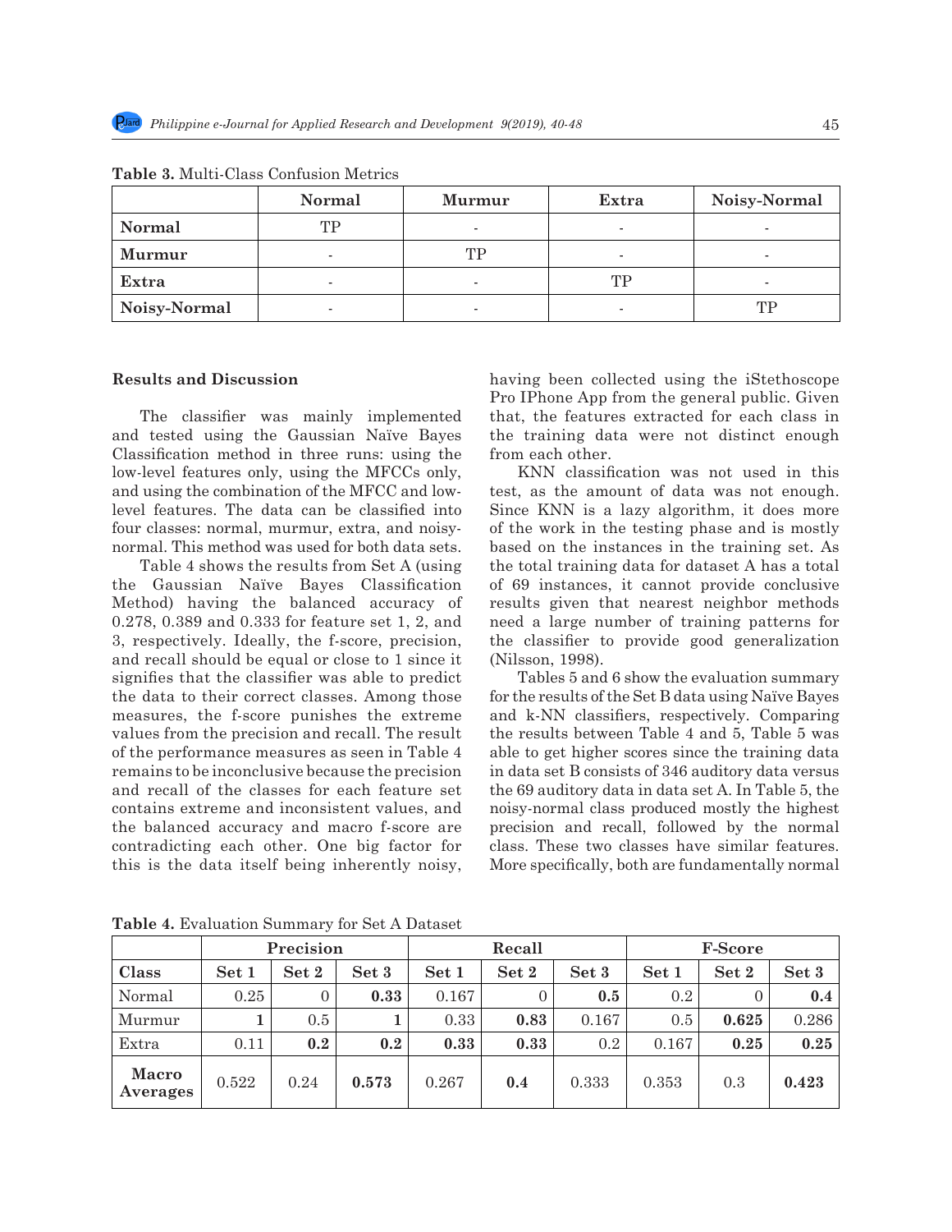**Table 3.** Multi-Class Confusion Metrics

| | Normal | Murmur | Extra | Noisy-Normal |
|---|---|---|---|---|
| **Normal** | TP | - | - | - |
| **Murmur** | - | TP | - | - |
| **Extra** | - | - | TP | - |
| **Noisy-Normal** | - | - | - | TP |

## Results and Discussion

The classifier was mainly implemented and tested using the Gaussian Naïve Bayes Classification method in three runs: using the low-level features only, using the MFCCs only, and using the combination of the MFCC and low-level features. The data can be classified into four classes: normal, murmur, extra, and noisy-normal. This method was used for both data sets.

Table 4 shows the results from Set A (using the Gaussian Naïve Bayes Classification Method) having the balanced accuracy of 0.278, 0.389 and 0.333 for feature set 1, 2, and 3, respectively. Ideally, the f-score, precision, and recall should be equal or close to 1 since it signifies that the classifier was able to predict the data to their correct classes. Among those measures, the f-score punishes the extreme values from the precision and recall. The result of the performance measures as seen in Table 4 remains to be inconclusive because the precision and recall of the classes for each feature set contains extreme and inconsistent values, and the balanced accuracy and macro f-score are contradicting each other. One big factor for this is the data itself being inherently noisy, having been collected using the iStethoscope Pro IPhone App from the general public. Given that, the features extracted for each class in the training data were not distinct enough from each other.

KNN classification was not used in this test, as the amount of data was not enough. Since KNN is a lazy algorithm, it does more of the work in the testing phase and is mostly based on the instances in the training set. As the total training data for dataset A has a total of 69 instances, it cannot provide conclusive results given that nearest neighbor methods need a large number of training patterns for the classifier to provide good generalization (Nilsson, 1998).

Tables 5 and 6 show the evaluation summary for the Set B data using Naïve Bayes and k-NN classifiers, respectively. Comparing the results between Table 4 and 5, Table 5 was able to get higher scores since the training data in data set B consists of 346 auditory data versus the 69 auditory data in data set A. In Table 5, the noisy-normal class produced mostly the highest precision and recall, followed by the normal class. These two classes have similar features. More specifically, both are fundamentally normal

**Table 4.** Evaluation Summary for Set A Dataset

| | Precision | | | Recall | | | F-Score | | |
|---|---|---|---|---|---|---|---|---|---|
| **Class** | **Set 1** | **Set 2** | **Set 3** | **Set 1** | **Set 2** | **Set 3** | **Set 1** | **Set 2** | **Set 3** |
| Normal | 0.25 | 0 | **0.33** | 0.167 | 0 | **0.5** | 0.2 | 0 | **0.4** |
| Murmur | **1** | 0.5 | **1** | 0.33 | **0.83** | 0.167 | 0.5 | **0.625** | 0.286 |
| Extra | 0.11 | **0.2** | **0.2** | **0.33** | **0.33** | 0.2 | 0.167 | **0.25** | **0.25** |
| **Macro Averages** | 0.522 | 0.24 | **0.573** | 0.267 | **0.4** | 0.333 | 0.353 | 0.3 | **0.423** |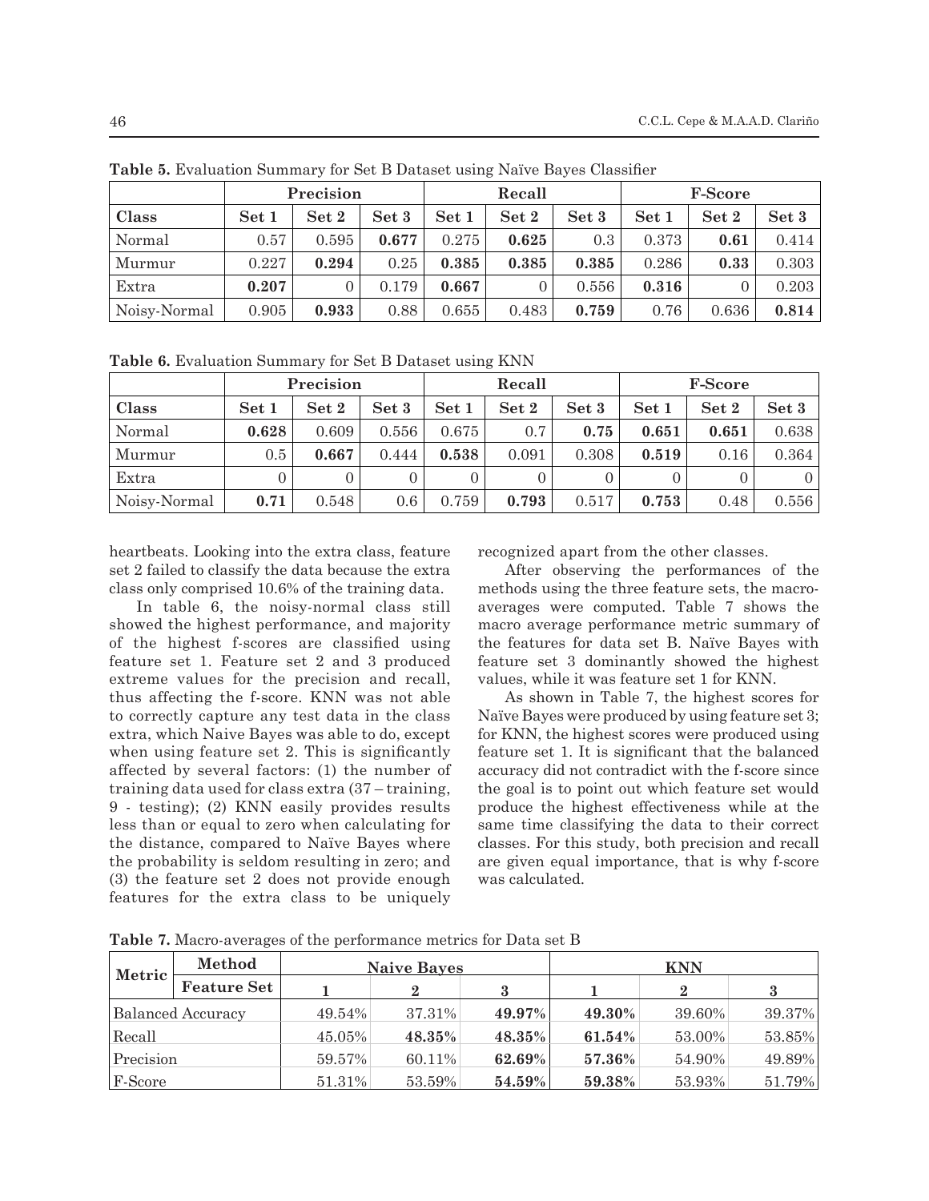**Table 5.** Evaluation Summary for Set B Dataset using Naïve Bayes Classifier

| | Precision | | | Recall | | | F-Score | | |
|---|---|---|---|---|---|---|---|---|---|
| **Class** | **Set 1** | **Set 2** | **Set 3** | **Set 1** | **Set 2** | **Set 3** | **Set 1** | **Set 2** | **Set 3** |
| Normal | 0.57 | 0.595 | **0.677** | 0.275 | **0.625** | 0.3 | 0.373 | **0.61** | 0.414 |
| Murmur | 0.227 | **0.294** | 0.25 | **0.385** | **0.385** | **0.385** | 0.286 | **0.33** | 0.303 |
| Extra | **0.207** | 0 | 0.179 | **0.667** | 0 | 0.556 | **0.316** | 0 | 0.203 |
| Noisy-Normal | 0.905 | **0.933** | 0.88 | 0.655 | 0.483 | **0.759** | 0.76 | 0.636 | **0.814** |

**Table 6.** Evaluation Summary for Set B Dataset using KNN

| | Precision | | | Recall | | | F-Score | | |
|---|---|---|---|---|---|---|---|---|---|
| **Class** | **Set 1** | **Set 2** | **Set 3** | **Set 1** | **Set 2** | **Set 3** | **Set 1** | **Set 2** | **Set 3** |
| Normal | **0.628** | 0.609 | 0.556 | 0.675 | 0.7 | **0.75** | **0.651** | **0.651** | 0.638 |
| Murmur | 0.5 | **0.667** | 0.444 | **0.538** | 0.091 | 0.308 | **0.519** | 0.16 | 0.364 |
| Extra | 0 | 0 | 0 | 0 | 0 | 0 | 0 | 0 | 0 |
| Noisy-Normal | **0.71** | 0.548 | 0.6 | 0.759 | **0.793** | 0.517 | **0.753** | 0.48 | 0.556 |

heartbeats. Looking into the extra class, feature set 2 failed to classify the data because the extra class only comprised 10.6% of the training data.

In table 6, the noisy-normal class still showed the highest performance, and majority of the highest f-scores are classified using feature set 1. Feature set 2 and 3 produced extreme values for the precision and recall, thus affecting the f-score. KNN was not able to correctly capture any test data in the class extra, which Naive Bayes was able to do, except when using feature set 2. This is significantly affected by several factors: (1) the number of training data used for class extra (37 – training, 9 - testing); (2) KNN easily provides results less than or equal to zero when calculating for the distance, compared to Naïve Bayes where the probability is seldom resulting in zero; and (3) the feature set 2 does not provide enough features for the extra class to be uniquely recognized apart from the other classes.

After observing the performances of the methods using the three feature sets, the macro-averages were computed. Table 7 shows the macro average performance metric summary of the features for data set B. Naïve Bayes with feature set 3 dominantly showed the highest values, while it was feature set 1 for KNN.

As shown in Table 7, the highest scores for Naïve Bayes were produced by using feature set 3; for KNN, the highest scores were produced using feature set 1. It is significant that the balanced accuracy did not contradict with the f-score since the goal is to point out which feature set would produce the highest effectiveness while at the same time classifying the data to their correct classes. For this study, both precision and recall are given equal importance, that is why f-score was calculated.

**Table 7.** Macro-averages of the performance metrics for Data set B

| Metric | Method | Naive Bayes | | | KNN | | |
|---|---|---|---|---|---|---|---|
| | **Feature Set** | **1** | **2** | **3** | **1** | **2** | **3** |
| Balanced Accuracy | | 49.54% | 37.31% | **49.97%** | **49.30%** | 39.60% | 39.37% |
| Recall | | 45.05% | **48.35%** | **48.35%** | **61.54%** | 53.00% | 53.85% |
| Precision | | 59.57% | 60.11% | **62.69%** | **57.36%** | 54.90% | 49.89% |
| F-Score | | 51.31% | 53.59% | **54.59%** | **59.38%** | 53.93% | 51.79% |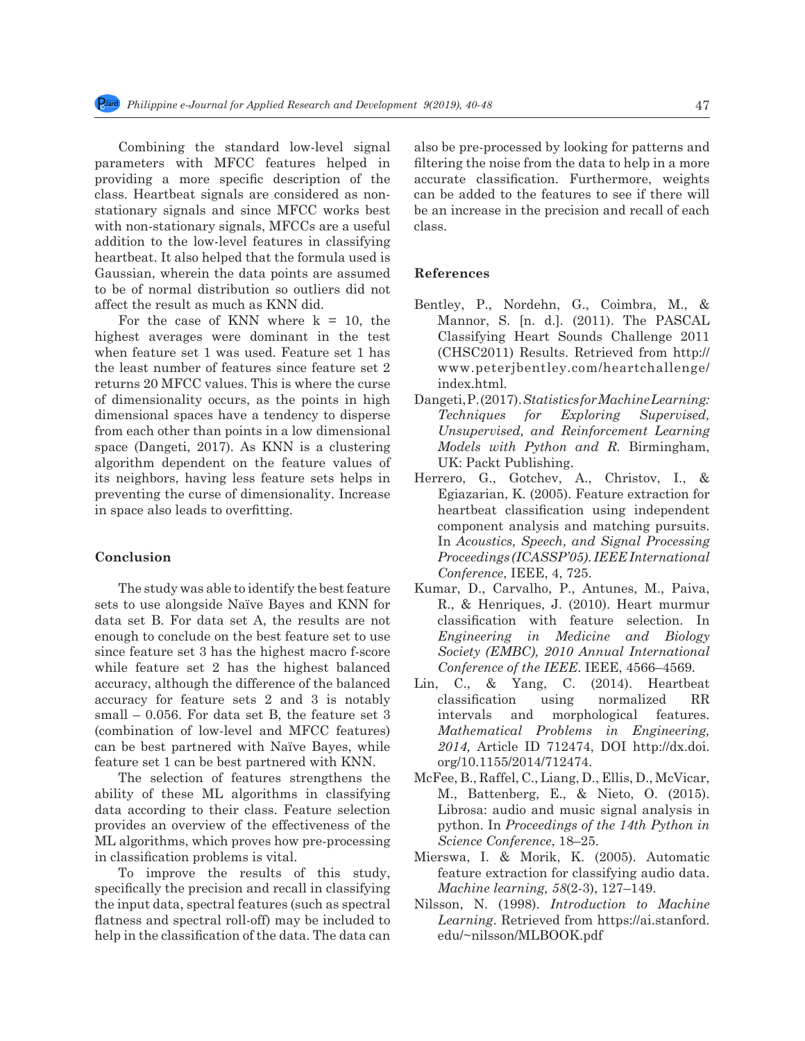Combining the standard low-level signal parameters with MFCC features helped in providing a more specific description of the class. Heartbeat signals are considered as non-stationary signals and since MFCC works best with non-stationary signals, MFCCs are a useful addition to the low-level features in classifying heartbeat. It also helped that the formula used is Gaussian, wherein the data points are assumed to be of normal distribution so outliers did not affect the result as much as KNN did.

For the case of KNN where k = 10, the highest averages were dominant in the test when feature set 1 was used. Feature set 1 has the least number of features since feature set 2 returns 20 MFCC values. This is where the curse of dimensionality occurs, as the points in high dimensional spaces have a tendency to disperse from each other than points in a low dimensional space (Dangeti, 2017). As KNN is a clustering algorithm dependent on the feature values of its neighbors, having less feature sets helps in preventing the curse of dimensionality. Increase in space also leads to overfitting.

## Conclusion

The study was able to identify the best feature sets to use alongside Naïve Bayes and KNN for data set B. For data set A, the results are not enough to conclude on the best feature set to use since feature set 3 has the highest macro f-score while feature set 2 has the highest balanced accuracy, although the difference of the balanced accuracy for feature sets 2 and 3 is notably small – 0.056. For data set B, the feature set 3 (combination of low-level and MFCC features) can be best partnered with Naïve Bayes, while feature set 1 can be best partnered with KNN.

The selection of features strengthens the ability of these ML algorithms in classifying data according to their class. Feature selection provides an overview of the effectiveness of the ML algorithms, which proves how pre-processing in classification problems is vital.

To improve the results of this study, specifically the precision and recall in classifying the input data, spectral features (such as spectral flatness and spectral roll-off) may be included to help in the classification of the data. The data can also be pre-processed by looking for patterns and filtering the noise from the data to help in a more accurate classification. Furthermore, weights can be added to the features to see if there will be an increase in the precision and recall of each class.

## References

Bentley, P., Nordehn, G., Coimbra, M., & Mannor, S. [n. d.]. (2011). The PASCAL Classifying Heart Sounds Challenge 2011 (CHSC2011) Results. Retrieved from http://www.peterjbentley.com/heartchallenge/index.html.

Dangeti, P. (2017). *Statistics for Machine Learning: Techniques for Exploring Supervised, Unsupervised, and Reinforcement Learning Models with Python and R.* Birmingham, UK: Packt Publishing.

Herrero, G., Gotchev, A., Christov, I., & Egiazarian, K. (2005). Feature extraction for heartbeat classification using independent component analysis and matching pursuits. In *Acoustics, Speech, and Signal Processing Proceedings (ICASSP'05). IEEE International Conference*, IEEE, 4, 725.

Kumar, D., Carvalho, P., Antunes, M., Paiva, R., & Henriques, J. (2010). Heart murmur classification with feature selection. In *Engineering in Medicine and Biology Society (EMBC), 2010 Annual International Conference of the IEEE*. IEEE, 4566–4569.

Lin, C., & Yang, C. (2014). Heartbeat classification using normalized RR intervals and morphological features. *Mathematical Problems in Engineering, 2014,* Article ID 712474, DOI http://dx.doi.org/10.1155/2014/712474.

McFee, B., Raffel, C., Liang, D., Ellis, D., McVicar, M., Battenberg, E., & Nieto, O. (2015). Librosa: audio and music signal analysis in python. In *Proceedings of the 14th Python in Science Conference*, 18–25.

Mierswa, I. & Morik, K. (2005). Automatic feature extraction for classifying audio data. *Machine learning, 58*(2-3), 127–149.

Nilsson, N. (1998). *Introduction to Machine Learning*. Retrieved from https://ai.stanford.edu/~nilsson/MLBOOK.pdf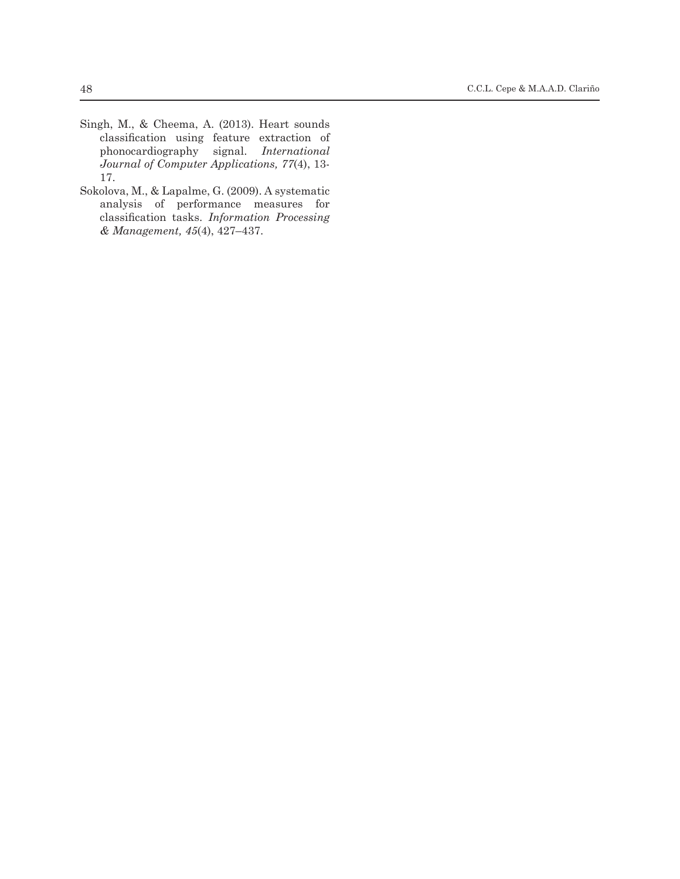Singh, M., & Cheema, A. (2013). Heart sounds classification using feature extraction of phonocardiography signal. *International Journal of Computer Applications, 77*(4), 13-17.

Sokolova, M., & Lapalme, G. (2009). A systematic analysis of performance measures for classification tasks. *Information Processing & Management, 45*(4), 427–437.